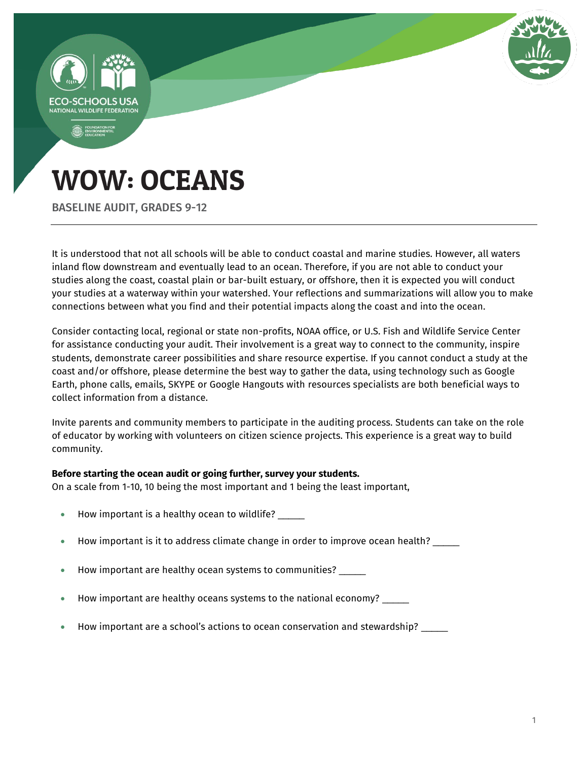# WOW: OCEANS

BASELINE AUDIT, GRADES 9-12

It is understood that not all schools will be able to conduct coastal and marine studies. However, all waters inland flow downstream and eventually lead to an ocean. Therefore, if you are not able to conduct your studies along the coast, coastal plain or bar-built estuary, or offshore, then it is expected you will conduct your studies at a waterway within your watershed. Your reflections and summarizations will allow you to make connections between what you find and their potential impacts along the coast and into the ocean.

Consider contacting local, regional or state non-profits, NOAA office, or U.S. Fish and Wildlife Service Center for assistance conducting your audit. Their involvement is a great way to connect to the community, inspire students, demonstrate career possibilities and share resource expertise. If you cannot conduct a study at the coast and/or offshore, please determine the best way to gather the data, using technology such as Google Earth, phone calls, emails, SKYPE or Google Hangouts with resources specialists are both beneficial ways to collect information from a distance.

Invite parents and community members to participate in the auditing process. Students can take on the role of educator by working with volunteers on citizen science projects. This experience is a great way to build community.

**Before starting the ocean audit or going further, survey your students.**
On a scale from 1-10, 10 being the most important and 1 being the least important,

- How important is a healthy ocean to wildlife? _____
- How important is it to address climate change in order to improve ocean health? _____
- How important are healthy ocean systems to communities? _____
- How important are healthy oceans systems to the national economy? _____
- How important are a school's actions to ocean conservation and stewardship? _____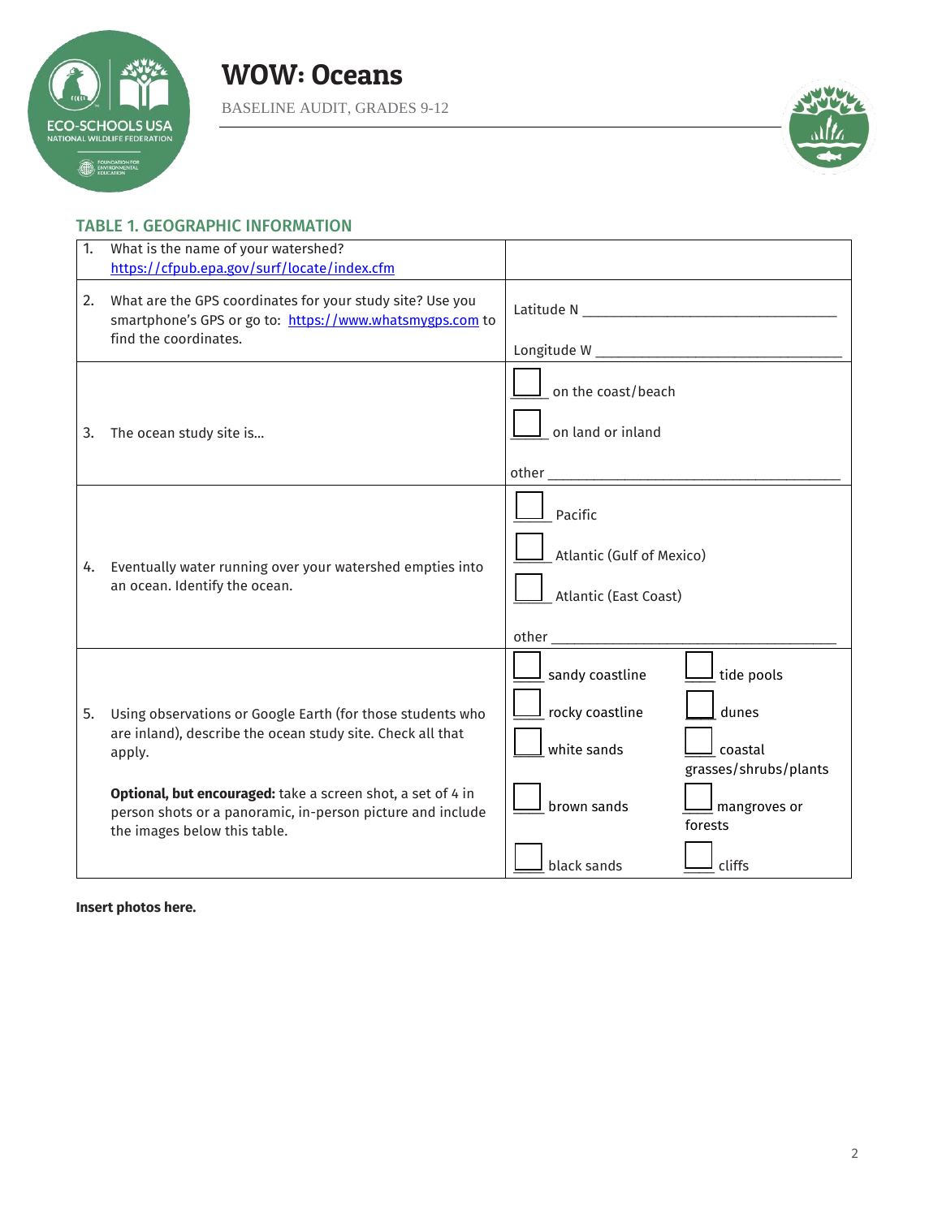# WOW: Oceans

BASELINE AUDIT, GRADES 9-12

## TABLE 1. GEOGRAPHIC INFORMATION

| | |
|---|---|
| 1. What is the name of your watershed? https://cfpub.epa.gov/surf/locate/index.cfm | |
| 2. What are the GPS coordinates for your study site? Use you smartphone's GPS or go to: https://www.whatsmygps.com to find the coordinates. | Latitude N ___________________<br>Longitude W ___________________ |
| 3. The ocean study site is... | ☐ on the coast/beach<br>☐ on land or inland<br>other ___________________ |
| 4. Eventually water running over your watershed empties into an ocean. Identify the ocean. | ☐ Pacific<br>☐ Atlantic (Gulf of Mexico)<br>☐ Atlantic (East Coast)<br>other ___________________ |
| 5. Using observations or Google Earth (for those students who are inland), describe the ocean study site. Check all that apply.<br><br>**Optional, but encouraged:** take a screen shot, a set of 4 in person shots or a panoramic, in-person picture and include the images below this table. | ☐ sandy coastline ☐ tide pools<br>☐ rocky coastline ☐ dunes<br>☐ white sands ☐ coastal grasses/shrubs/plants<br>☐ brown sands ☐ mangroves or forests<br>☐ black sands ☐ cliffs |

**Insert photos here.**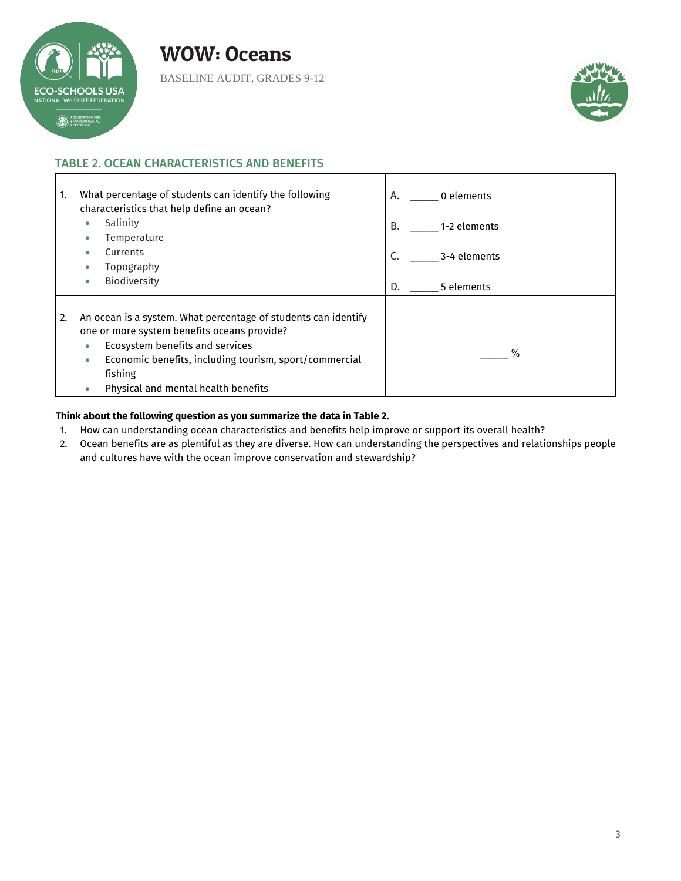## TABLE 2. OCEAN CHARACTERISTICS AND BENEFITS

| | |
|---|---|
| 1. What percentage of students can identify the following characteristics that help define an ocean?<br>• Salinity<br>• Temperature<br>• Currents<br>• Topography<br>• Biodiversity | A. _____ 0 elements<br><br>B. _____ 1-2 elements<br><br>C. _____ 3-4 elements<br><br>D. _____ 5 elements |
| 2. An ocean is a system. What percentage of students can identify one or more system benefits oceans provide?<br>• Ecosystem benefits and services<br>• Economic benefits, including tourism, sport/commercial fishing<br>• Physical and mental health benefits | _____ % |

**Think about the following question as you summarize the data in Table 2.**

1. How can understanding ocean characteristics and benefits help improve or support its overall health?
2. Ocean benefits are as plentiful as they are diverse. How can understanding the perspectives and relationships people and cultures have with the ocean improve conservation and stewardship?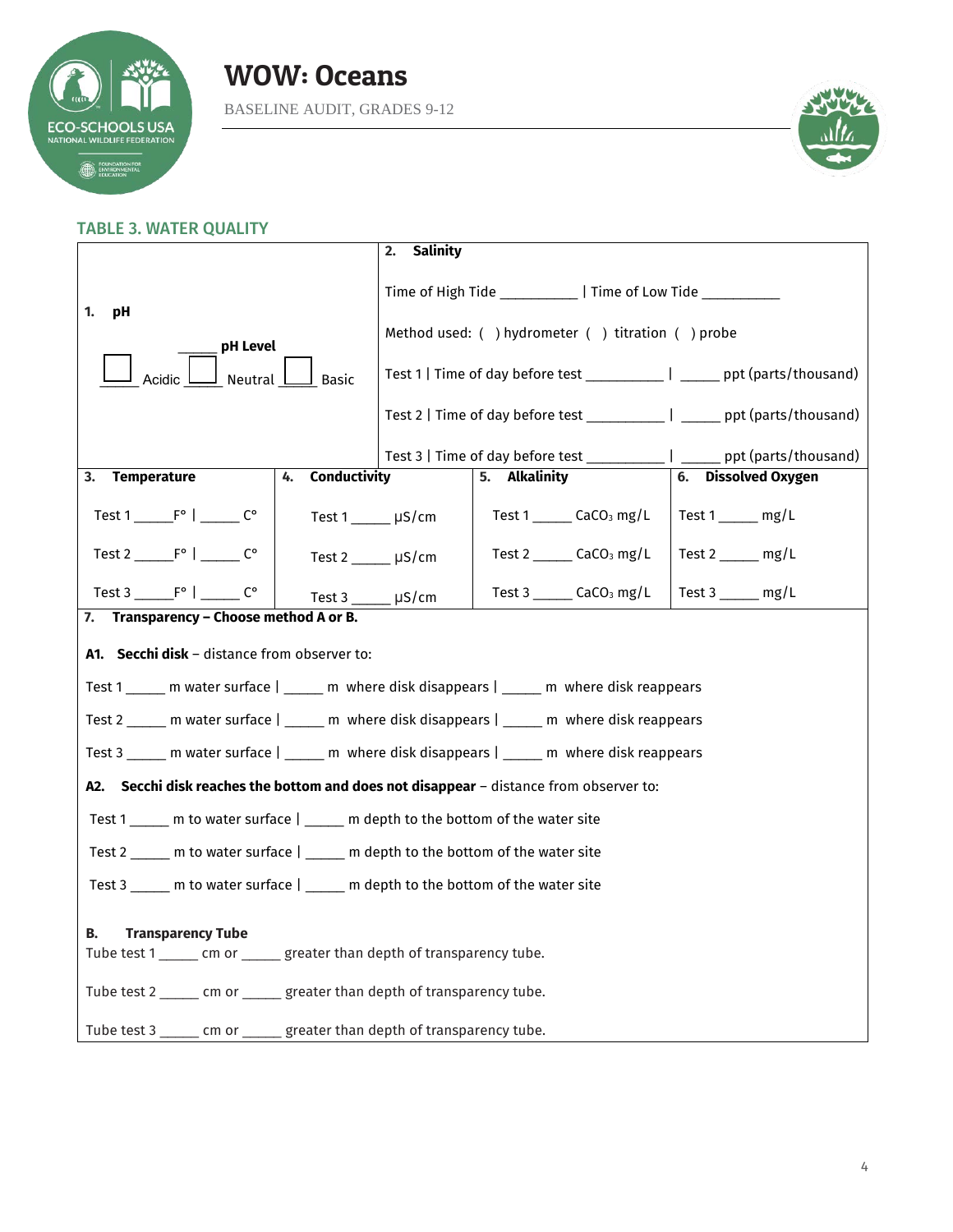# WOW: Oceans

BASELINE AUDIT, GRADES 9-12

## TABLE 3. WATER QUALITY

**1. pH**

_____ **pH Level**

☐ _____ Acidic ☐ _____ Neutral ☐ _____ Basic

**2. Salinity**

Time of High Tide __________ | Time of Low Tide __________

Method used: ( ) hydrometer ( ) titration ( ) probe

Test 1 | Time of day before test __________ | _____ ppt (parts/thousand)

Test 2 | Time of day before test __________ | _____ ppt (parts/thousand)

Test 3 | Time of day before test __________ | _____ ppt (parts/thousand)

| 3. Temperature | 4. Conductivity | 5. Alkalinity | 6. Dissolved Oxygen |
|---|---|---|---|
| Test 1 _____F° \| _____ C° | Test 1 _____ µS/cm | Test 1 _____ $CaCO_3$ mg/L | Test 1 _____ mg/L |
| Test 2 _____F° \| _____ C° | Test 2 _____ µS/cm | Test 2 _____ $CaCO_3$ mg/L | Test 2 _____ mg/L |
| Test 3 _____F° \| _____ C° | Test 3 _____ µS/cm | Test 3 _____ $CaCO_3$ mg/L | Test 3 _____ mg/L |

**7. Transparency – Choose method A or B.**

**A1. Secchi disk** – distance from observer to:

Test 1 _____ m water surface | _____ m where disk disappears | _____ m where disk reappears

Test 2 _____ m water surface | _____ m where disk disappears | _____ m where disk reappears

Test 3 _____ m water surface | _____ m where disk disappears | _____ m where disk reappears

**A2. Secchi disk reaches the bottom and does not disappear** – distance from observer to:

Test 1 _____ m to water surface | _____ m depth to the bottom of the water site

Test 2 _____ m to water surface | _____ m depth to the bottom of the water site

Test 3 _____ m to water surface | _____ m depth to the bottom of the water site

**B. Transparency Tube**

Tube test 1 _____ cm or _____ greater than depth of transparency tube.

Tube test 2 _____ cm or _____ greater than depth of transparency tube.

Tube test 3 _____ cm or _____ greater than depth of transparency tube.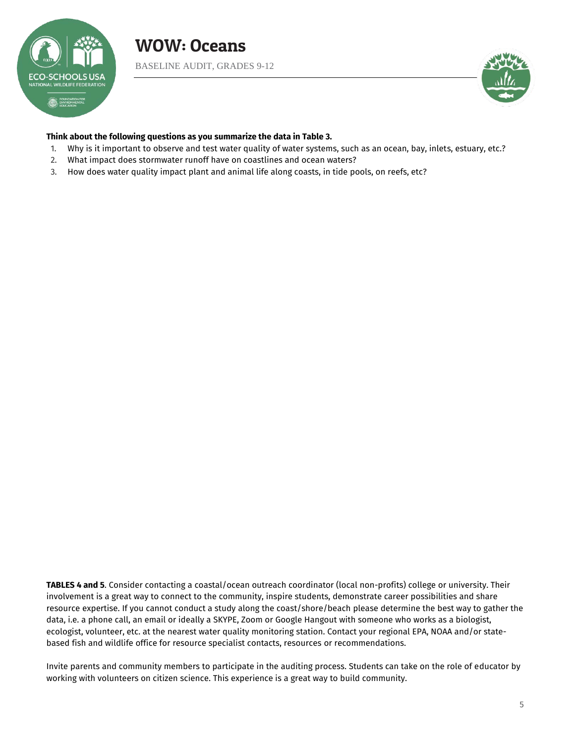**Think about the following questions as you summarize the data in Table 3.**

1. Why is it important to observe and test water quality of water systems, such as an ocean, bay, inlets, estuary, etc.?
2. What impact does stormwater runoff have on coastlines and ocean waters?
3. How does water quality impact plant and animal life along coasts, in tide pools, on reefs, etc?

**TABLES 4 and 5**. Consider contacting a coastal/ocean outreach coordinator (local non-profits) college or university. Their involvement is a great way to connect to the community, inspire students, demonstrate career possibilities and share resource expertise. If you cannot conduct a study along the coast/shore/beach please determine the best way to gather the data, i.e. a phone call, an email or ideally a SKYPE, Zoom or Google Hangout with someone who works as a biologist, ecologist, volunteer, etc. at the nearest water quality monitoring station. Contact your regional EPA, NOAA and/or state-based fish and wildlife office for resource specialist contacts, resources or recommendations.

Invite parents and community members to participate in the auditing process. Students can take on the role of educator by working with volunteers on citizen science. This experience is a great way to build community.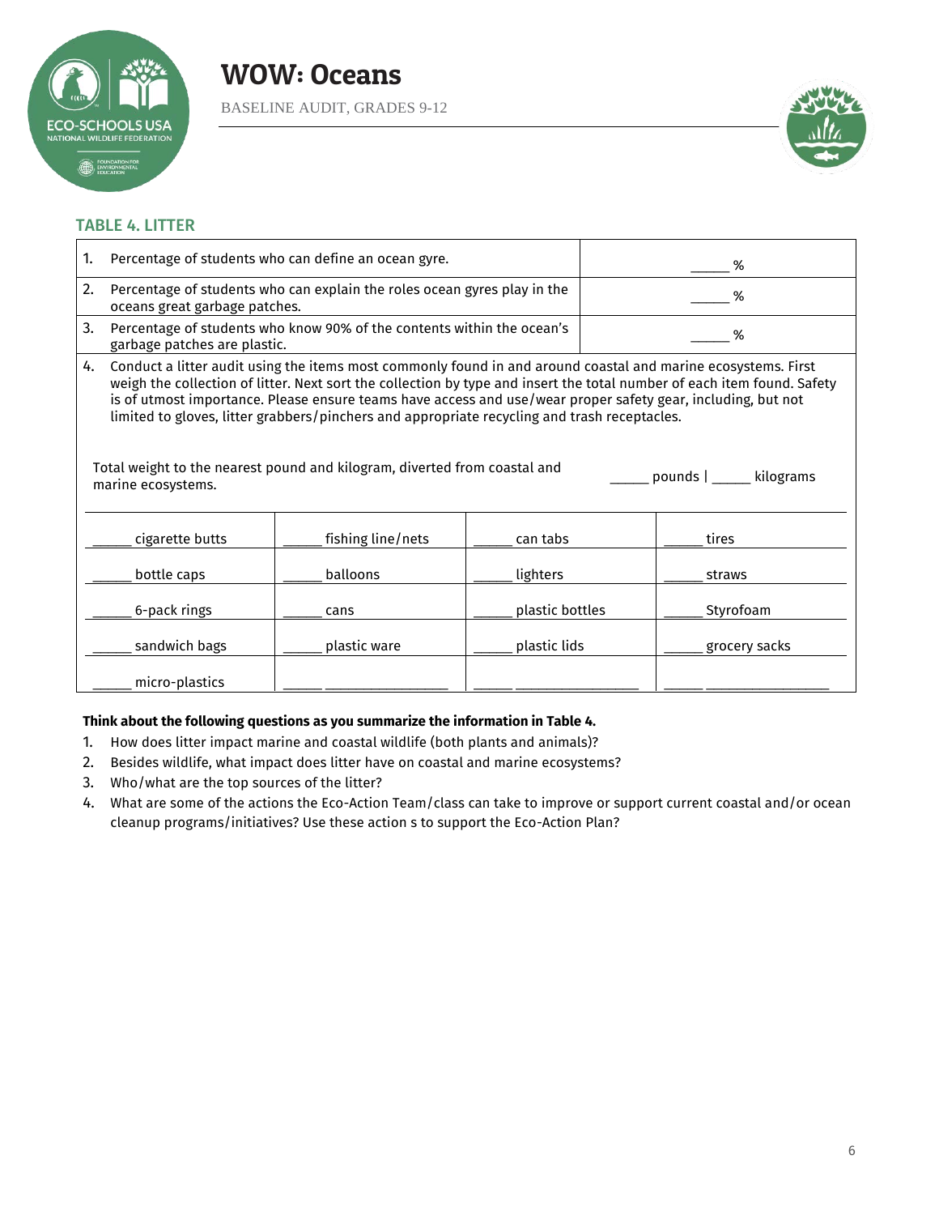# WOW: Oceans

BASELINE AUDIT, GRADES 9-12

## TABLE 4. LITTER

| | |
|---|---|
| 1. Percentage of students who can define an ocean gyre. | _____ % |
| 2. Percentage of students who can explain the roles ocean gyres play in the oceans great garbage patches. | _____ % |
| 3. Percentage of students who know 90% of the contents within the ocean's garbage patches are plastic. | _____ % |

4. Conduct a litter audit using the items most commonly found in and around coastal and marine ecosystems. First weigh the collection of litter. Next sort the collection by type and insert the total number of each item found. Safety is of utmost importance. Please ensure teams have access and use/wear proper safety gear, including, but not limited to gloves, litter grabbers/pinchers and appropriate recycling and trash receptacles.

Total weight to the nearest pound and kilogram, diverted from coastal and marine ecosystems. _____ pounds | _____ kilograms

| | | | |
|---|---|---|---|
| _____ cigarette butts | _____ fishing line/nets | _____ can tabs | _____ tires |
| _____ bottle caps | _____ balloons | _____ lighters | _____ straws |
| _____ 6-pack rings | _____ cans | _____ plastic bottles | _____ Styrofoam |
| _____ sandwich bags | _____ plastic ware | _____ plastic lids | _____ grocery sacks |
| _____ micro-plastics | _____ ________________ | _____ ________________ | _____ ________________ |

**Think about the following questions as you summarize the information in Table 4.**

1. How does litter impact marine and coastal wildlife (both plants and animals)?
2. Besides wildlife, what impact does litter have on coastal and marine ecosystems?
3. Who/what are the top sources of the litter?
4. What are some of the actions the Eco-Action Team/class can take to improve or support current coastal and/or ocean cleanup programs/initiatives? Use these action s to support the Eco-Action Plan?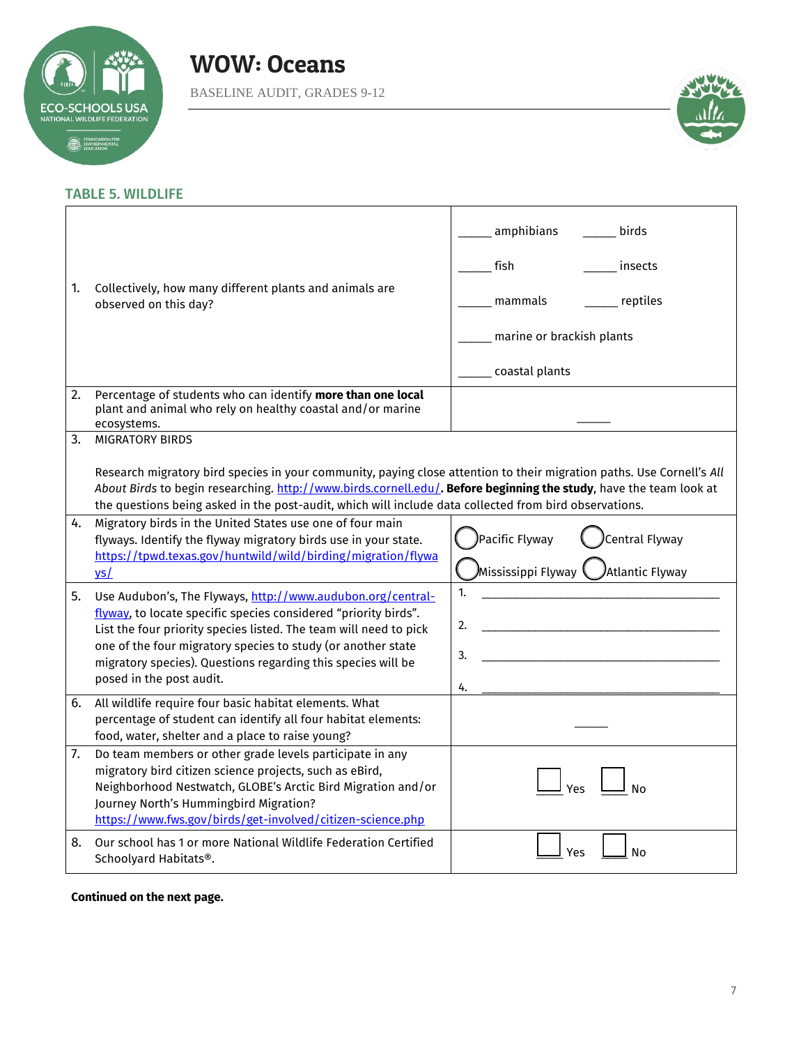# WOW: Oceans

BASELINE AUDIT, GRADES 9-12

## TABLE 5. WILDLIFE

| | |
|---|---|
| 1. Collectively, how many different plants and animals are observed on this day? | _____ amphibians _____ birds<br>_____ fish _____ insects<br>_____ mammals _____ reptiles<br>_____ marine or brackish plants<br>_____ coastal plants |
| 2. Percentage of students who can identify **more than one local** plant and animal who rely on healthy coastal and/or marine ecosystems. | _____ |
| 3. MIGRATORY BIRDS<br><br>Research migratory bird species in your community, paying close attention to their migration paths. Use Cornell's *All About Birds* to begin researching. http://www.birds.cornell.edu/. **Before beginning the study**, have the team look at the questions being asked in the post-audit, which will include data collected from bird observations. | |
| 4. Migratory birds in the United States use one of four main flyways. Identify the flyway migratory birds use in your state. https://tpwd.texas.gov/huntwild/wild/birding/migration/flyways/ | ◯ Pacific Flyway ◯ Central Flyway<br>◯ Mississippi Flyway ◯ Atlantic Flyway |
| 5. Use Audubon's, The Flyways, http://www.audubon.org/central-flyway, to locate specific species considered "priority birds". List the four priority species listed. The team will need to pick one of the four migratory species to study (or another state migratory species). Questions regarding this species will be posed in the post audit. | 1. ____________________<br>2. ____________________<br>3. ____________________<br>4. ____________________ |
| 6. All wildlife require four basic habitat elements. What percentage of student can identify all four habitat elements: food, water, shelter and a place to raise young? | _____ |
| 7. Do team members or other grade levels participate in any migratory bird citizen science projects, such as eBird, Neighborhood Nestwatch, GLOBE's Arctic Bird Migration and/or Journey North's Hummingbird Migration? https://www.fws.gov/birds/get-involved/citizen-science.php | ☐ Yes ☐ No |
| 8. Our school has 1 or more National Wildlife Federation Certified Schoolyard Habitats®. | ☐ Yes ☐ No |

**Continued on the next page.**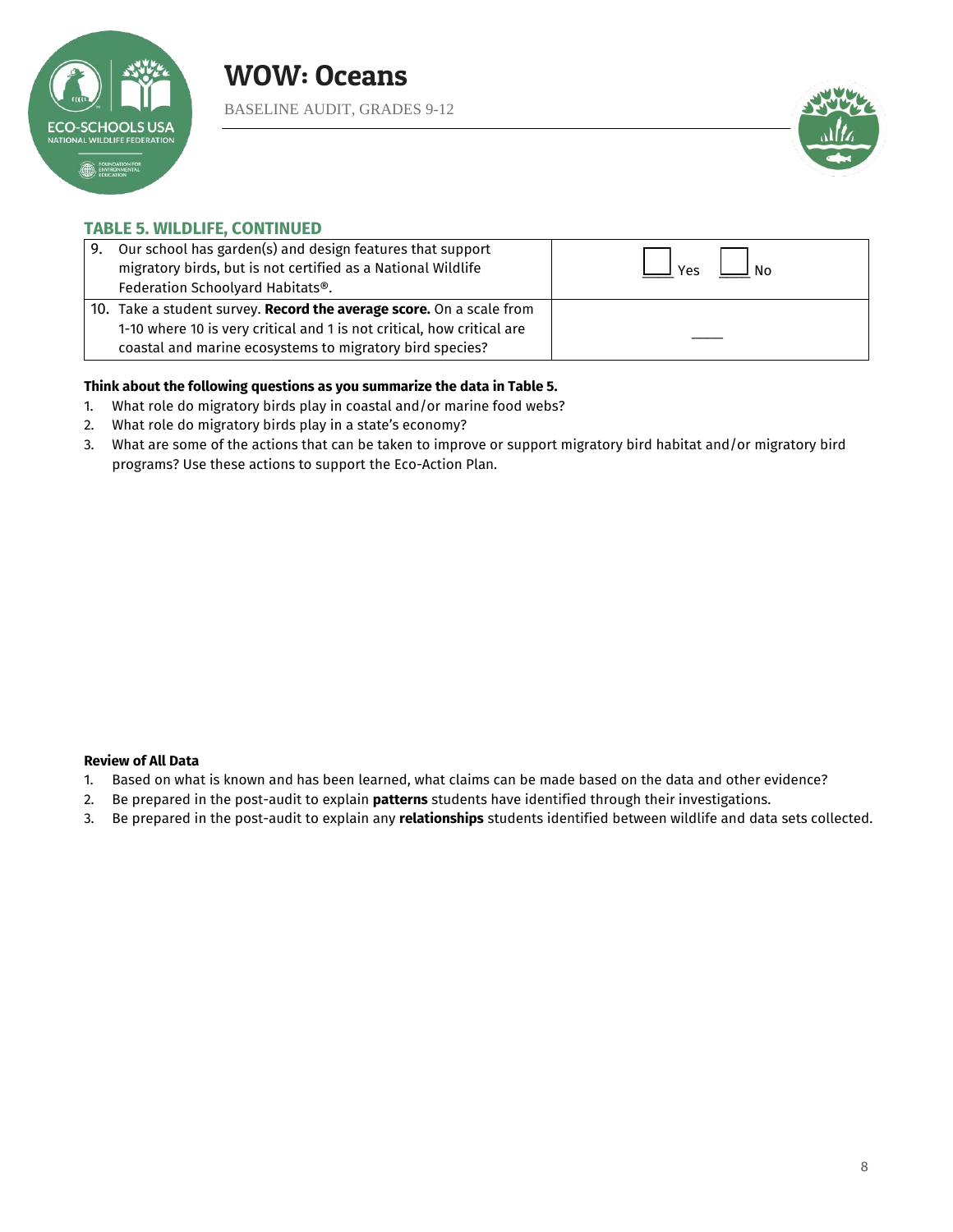### TABLE 5. WILDLIFE, CONTINUED

| | |
|---|---|
| 9. Our school has garden(s) and design features that support migratory birds, but is not certified as a National Wildlife Federation Schoolyard Habitats®. | ☐ Yes ☐ No |
| 10. Take a student survey. **Record the average score.** On a scale from 1-10 where 10 is very critical and 1 is not critical, how critical are coastal and marine ecosystems to migratory bird species? | ____ |

**Think about the following questions as you summarize the data in Table 5.**

1. What role do migratory birds play in coastal and/or marine food webs?
2. What role do migratory birds play in a state's economy?
3. What are some of the actions that can be taken to improve or support migratory bird habitat and/or migratory bird programs? Use these actions to support the Eco-Action Plan.

**Review of All Data**

1. Based on what is known and has been learned, what claims can be made based on the data and other evidence?
2. Be prepared in the post-audit to explain **patterns** students have identified through their investigations.
3. Be prepared in the post-audit to explain any **relationships** students identified between wildlife and data sets collected.